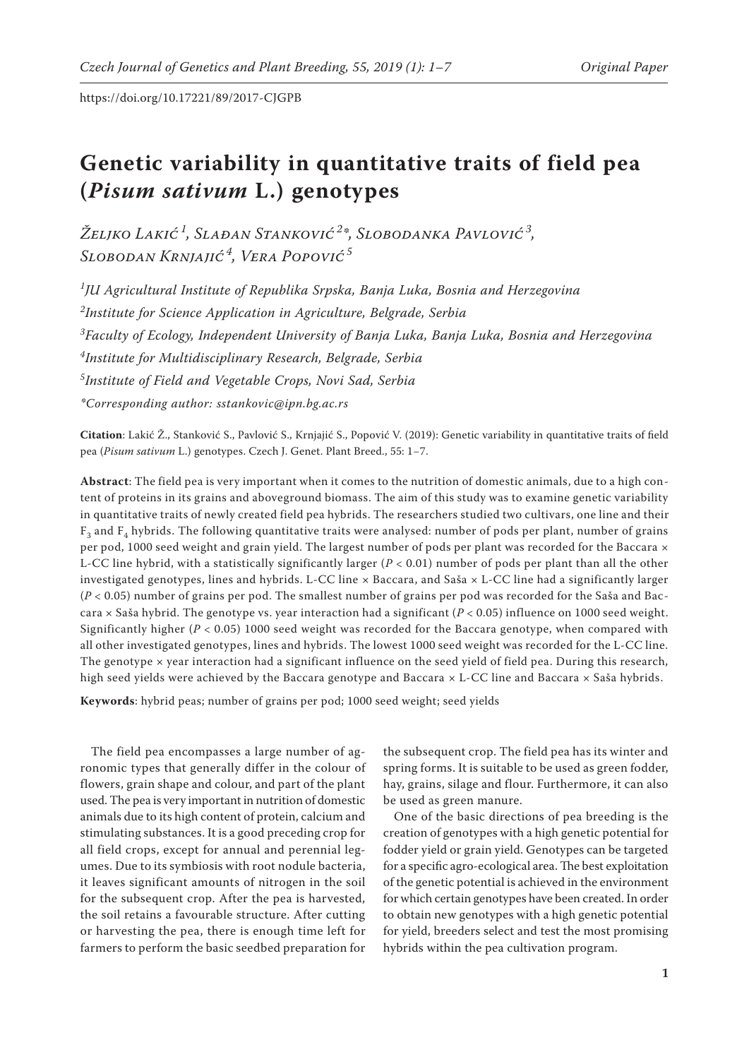https://doi.org/10.17221/89/2017-CJGPB

# Genetic variability in quantitative traits of field pea (*Pisum sativum* L.) genotypes

*Željko Lakić*[1], *Slađan Stanković*[2]*, *Slobodanka Pavlović*[3], *Slobodan Krnjajić*[4], *Vera Popović*[5]

[1]*JU Agricultural Institute of Republika Srpska, Banja Luka, Bosnia and Herzegovina*

[2]*Institute for Science Application in Agriculture, Belgrade, Serbia*

[3]*Faculty of Ecology, Independent University of Banja Luka, Banja Luka, Bosnia and Herzegovina*

[4]*Institute for Multidisciplinary Research, Belgrade, Serbia*

[5]*Institute of Field and Vegetable Crops, Novi Sad, Serbia*

*\*Corresponding author: sstankovic@ipn.bg.ac.rs*

**Citation**: Lakić Ž., Stanković S., Pavlović S., Krnjajić S., Popović V. (2019): Genetic variability in quantitative traits of field pea (*Pisum sativum* L.) genotypes. Czech J. Genet. Plant Breed., 55: 1–7.

**Abstract**: The field pea is very important when it comes to the nutrition of domestic animals, due to a high content of proteins in its grains and aboveground biomass. The aim of this study was to examine genetic variability in quantitative traits of newly created field pea hybrids. The researchers studied two cultivars, one line and their $F_3$ and $F_4$ hybrids. The following quantitative traits were analysed: number of pods per plant, number of grains per pod, 1000 seed weight and grain yield. The largest number of pods per plant was recorded for the Baccara × L-CC line hybrid, with a statistically significantly larger ($P < 0.01$) number of pods per plant than all the other investigated genotypes, lines and hybrids. L-CC line × Baccara, and Saša × L-CC line had a significantly larger ($P < 0.05$) number of grains per pod. The smallest number of grains per pod was recorded for the Saša and Baccara × Saša hybrid. The genotype vs. year interaction had a significant ($P < 0.05$) influence on 1000 seed weight. Significantly higher ($P < 0.05$) 1000 seed weight was recorded for the Baccara genotype, when compared with all other investigated genotypes, lines and hybrids. The lowest 1000 seed weight was recorded for the L-CC line. The genotype × year interaction had a significant influence on the seed yield of field pea. During this research, high seed yields were achieved by the Baccara genotype and Baccara × L-CC line and Baccara × Saša hybrids.

**Keywords**: hybrid peas; number of grains per pod; 1000 seed weight; seed yields

The field pea encompasses a large number of agronomic types that generally differ in the colour of flowers, grain shape and colour, and part of the plant used. The pea is very important in nutrition of domestic animals due to its high content of protein, calcium and stimulating substances. It is a good preceding crop for all field crops, except for annual and perennial legumes. Due to its symbiosis with root nodule bacteria, it leaves significant amounts of nitrogen in the soil for the subsequent crop. After the pea is harvested, the soil retains a favourable structure. After cutting or harvesting the pea, there is enough time left for farmers to perform the basic seedbed preparation for the subsequent crop. The field pea has its winter and spring forms. It is suitable to be used as green fodder, hay, grains, silage and flour. Furthermore, it can also be used as green manure.

One of the basic directions of pea breeding is the creation of genotypes with a high genetic potential for fodder yield or grain yield. Genotypes can be targeted for a specific agro-ecological area. The best exploitation of the genetic potential is achieved in the environment for which certain genotypes have been created. In order to obtain new genotypes with a high genetic potential for yield, breeders select and test the most promising hybrids within the pea cultivation program.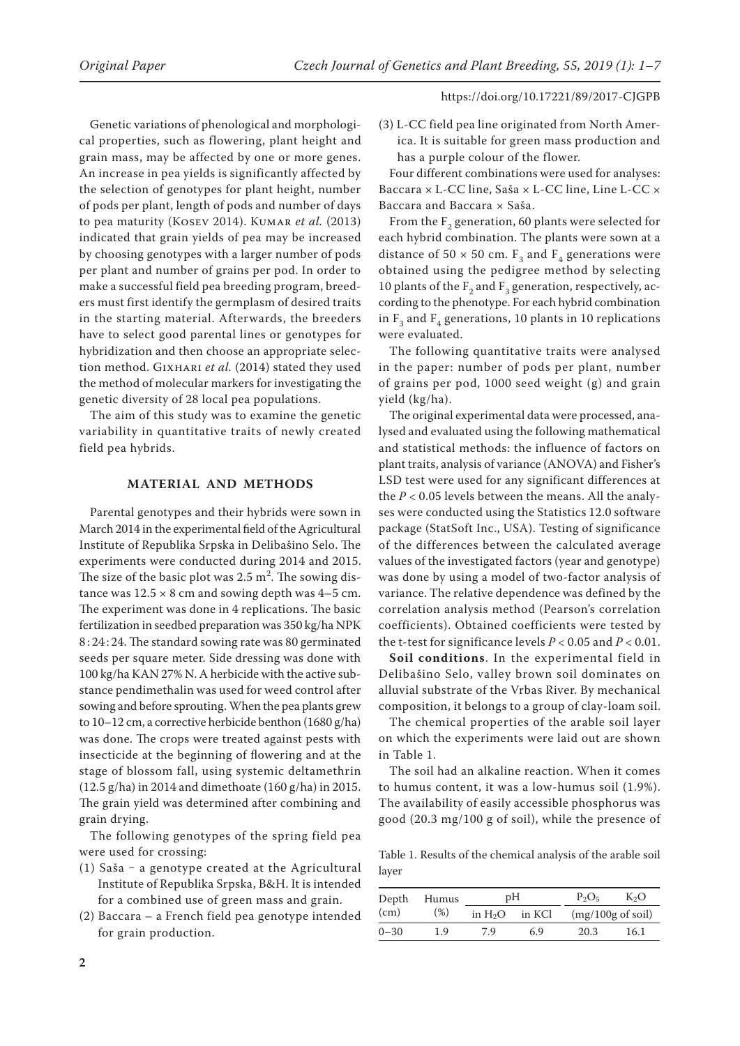Genetic variations of phenological and morphological properties, such as flowering, plant height and grain mass, may be affected by one or more genes. An increase in pea yields is significantly affected by the selection of genotypes for plant height, number of pods per plant, length of pods and number of days to pea maturity (Kosev 2014). Kumar *et al.* (2013) indicated that grain yields of pea may be increased by choosing genotypes with a larger number of pods per plant and number of grains per pod. In order to make a successful field pea breeding program, breeders must first identify the germplasm of desired traits in the starting material. Afterwards, the breeders have to select good parental lines or genotypes for hybridization and then choose an appropriate selection method. Gixhari *et al.* (2014) stated they used the method of molecular markers for investigating the genetic diversity of 28 local pea populations.

The aim of this study was to examine the genetic variability in quantitative traits of newly created field pea hybrids.

## MATERIAL AND METHODS

Parental genotypes and their hybrids were sown in March 2014 in the experimental field of the Agricultural Institute of Republika Srpska in Delibašino Selo. The experiments were conducted during 2014 and 2015. The size of the basic plot was 2.5 $m^2$. The sowing distance was 12.5 × 8 cm and sowing depth was 4–5 cm. The experiment was done in 4 replications. The basic fertilization in seedbed preparation was 350 kg/ha NPK 8 : 24 : 24. The standard sowing rate was 80 germinated seeds per square meter. Side dressing was done with 100 kg/ha KAN 27% N. A herbicide with the active substance pendimethalin was used for weed control after sowing and before sprouting. When the pea plants grew to 10–12 cm, a corrective herbicide benthon (1680 g/ha) was done. The crops were treated against pests with insecticide at the beginning of flowering and at the stage of blossom fall, using systemic deltamethrin (12.5 g/ha) in 2014 and dimethoate (160 g/ha) in 2015. The grain yield was determined after combining and grain drying.

The following genotypes of the spring field pea were used for crossing:

(1) Saša – a genotype created at the Agricultural Institute of Republika Srpska, B&H. It is intended for a combined use of green mass and grain.
(2) Baccara – a French field pea genotype intended for grain production.
(3) L-CC field pea line originated from North America. It is suitable for green mass production and has a purple colour of the flower.

Four different combinations were used for analyses: Baccara × L-CC line, Saša × L-CC line, Line L-CC × Baccara and Baccara × Saša.

From the $F_2$ generation, 60 plants were selected for each hybrid combination. The plants were sown at a distance of 50 × 50 cm. $F_3$ and $F_4$ generations were obtained using the pedigree method by selecting 10 plants of the $F_2$ and $F_3$ generation, respectively, according to the phenotype. For each hybrid combination in $F_3$ and $F_4$ generations, 10 plants in 10 replications were evaluated.

The following quantitative traits were analysed in the paper: number of pods per plant, number of grains per pod, 1000 seed weight (g) and grain yield (kg/ha).

The original experimental data were processed, analysed and evaluated using the following mathematical and statistical methods: the influence of factors on plant traits, analysis of variance (ANOVA) and Fisher's LSD test were used for any significant differences at the $P < 0.05$ levels between the means. All the analyses were conducted using the Statistics 12.0 software package (StatSoft Inc., USA). Testing of significance of the differences between the calculated average values of the investigated factors (year and genotype) was done by using a model of two-factor analysis of variance. The relative dependence was defined by the correlation analysis method (Pearson's correlation coefficients). Obtained coefficients were tested by the t-test for significance levels $P < 0.05$ and $P < 0.01$.

**Soil conditions**. In the experimental field in Delibašino Selo, valley brown soil dominates on alluvial substrate of the Vrbas River. By mechanical composition, it belongs to a group of clay-loam soil.

The chemical properties of the arable soil layer on which the experiments were laid out are shown in Table 1.

The soil had an alkaline reaction. When it comes to humus content, it was a low-humus soil (1.9%). The availability of easily accessible phosphorus was good (20.3 mg/100 g of soil), while the presence of

Table 1. Results of the chemical analysis of the arable soil layer

| Depth (cm) | Humus (%) | pH | | $P_2O_5$ | $K_2O$ |
|---|---|---|---|---|---|
| | | in $H_2O$ | in KCl | (mg/100g of soil) | |
| 0–30 | 1.9 | 7.9 | 6.9 | 20.3 | 16.1 |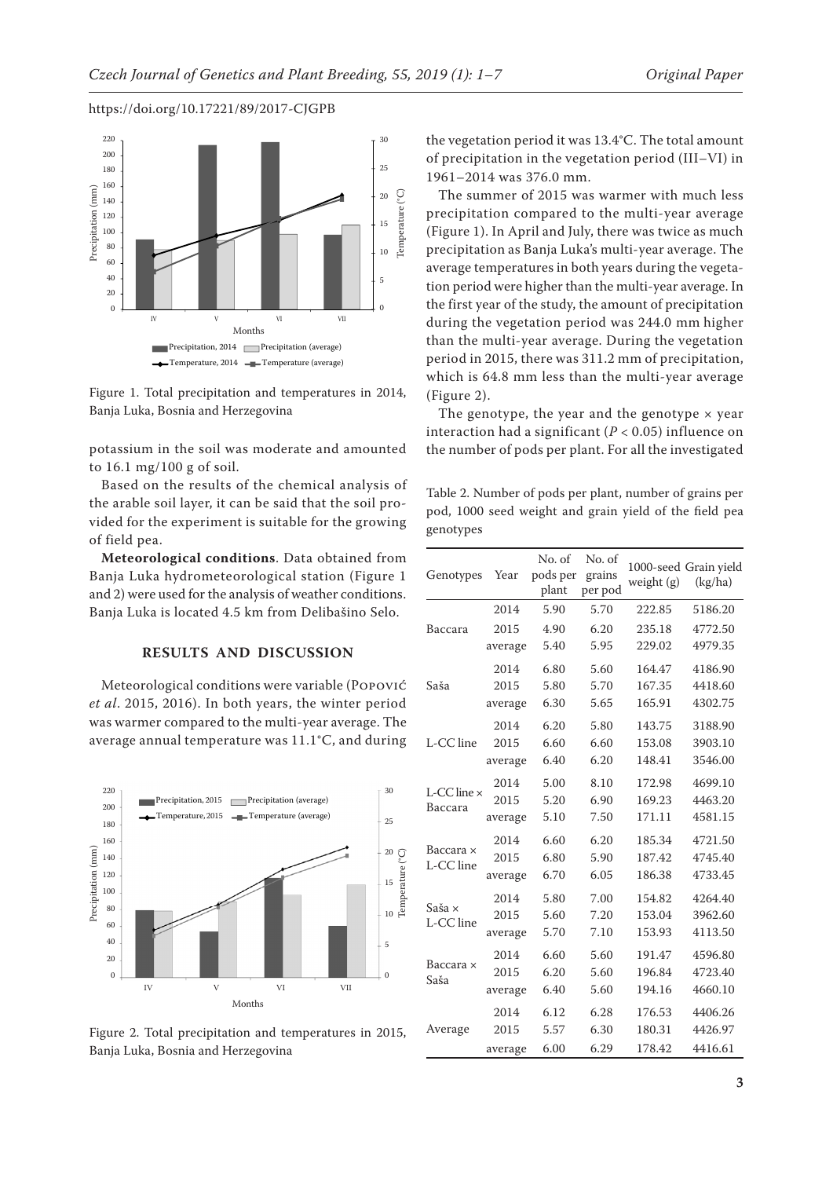Figure 1. Total precipitation and temperatures in 2014, Banja Luka, Bosnia and Herzegovina

potassium in the soil was moderate and amounted to 16.1 mg/100 g of soil.

Based on the results of the chemical analysis of the arable soil layer, it can be said that the soil provided for the experiment is suitable for the growing of field pea.

**Meteorological conditions**. Data obtained from Banja Luka hydrometeorological station (Figure 1 and 2) were used for the analysis of weather conditions. Banja Luka is located 4.5 km from Delibašino Selo.

## RESULTS AND DISCUSSION

Meteorological conditions were variable (Popović *et al*. 2015, 2016). In both years, the winter period was warmer compared to the multi-year average. The average annual temperature was 11.1°C, and during the vegetation period it was 13.4°C. The total amount of precipitation in the vegetation period (III–VI) in 1961–2014 was 376.0 mm.

Figure 2. Total precipitation and temperatures in 2015, Banja Luka, Bosnia and Herzegovina

The summer of 2015 was warmer with much less precipitation compared to the multi-year average (Figure 1). In April and July, there was twice as much precipitation as Banja Luka's multi-year average. The average temperatures in both years during the vegetation period were higher than the multi-year average. In the first year of the study, the amount of precipitation during the vegetation period was 244.0 mm higher than the multi-year average. During the vegetation period in 2015, there was 311.2 mm of precipitation, which is 64.8 mm less than the multi-year average (Figure 2).

The genotype, the year and the genotype × year interaction had a significant ($P < 0.05$) influence on the number of pods per plant. For all the investigated

Table 2. Number of pods per plant, number of grains per pod, 1000 seed weight and grain yield of the field pea genotypes

| Genotypes | Year | No. of pods per plant | No. of grains per pod | 1000-seed weight (g) | Grain yield (kg/ha) |
|---|---|---|---|---|---|
| Baccara | 2014 | 5.90 | 5.70 | 222.85 | 5186.20 |
| | 2015 | 4.90 | 6.20 | 235.18 | 4772.50 |
| | average | 5.40 | 5.95 | 229.02 | 4979.35 |
| Saša | 2014 | 6.80 | 5.60 | 164.47 | 4186.90 |
| | 2015 | 5.80 | 5.70 | 167.35 | 4418.60 |
| | average | 6.30 | 5.65 | 165.91 | 4302.75 |
| L-CC line | 2014 | 6.20 | 5.80 | 143.75 | 3188.90 |
| | 2015 | 6.60 | 6.60 | 153.08 | 3903.10 |
| | average | 6.40 | 6.20 | 148.41 | 3546.00 |
| L-CC line × Baccara | 2014 | 5.00 | 8.10 | 172.98 | 4699.10 |
| | 2015 | 5.20 | 6.90 | 169.23 | 4463.20 |
| | average | 5.10 | 7.50 | 171.11 | 4581.15 |
| Baccara × L-CC line | 2014 | 6.60 | 6.20 | 185.34 | 4721.50 |
| | 2015 | 6.80 | 5.90 | 187.42 | 4745.40 |
| | average | 6.70 | 6.05 | 186.38 | 4733.45 |
| Saša × L-CC line | 2014 | 5.80 | 7.00 | 154.82 | 4264.40 |
| | 2015 | 5.60 | 7.20 | 153.04 | 3962.60 |
| | average | 5.70 | 7.10 | 153.93 | 4113.50 |
| Baccara × Saša | 2014 | 6.60 | 5.60 | 191.47 | 4596.80 |
| | 2015 | 6.20 | 5.60 | 196.84 | 4723.40 |
| | average | 6.40 | 5.60 | 194.16 | 4660.10 |
| Average | 2014 | 6.12 | 6.28 | 176.53 | 4406.26 |
| | 2015 | 5.57 | 6.30 | 180.31 | 4426.97 |
| | average | 6.00 | 6.29 | 178.42 | 4416.61 |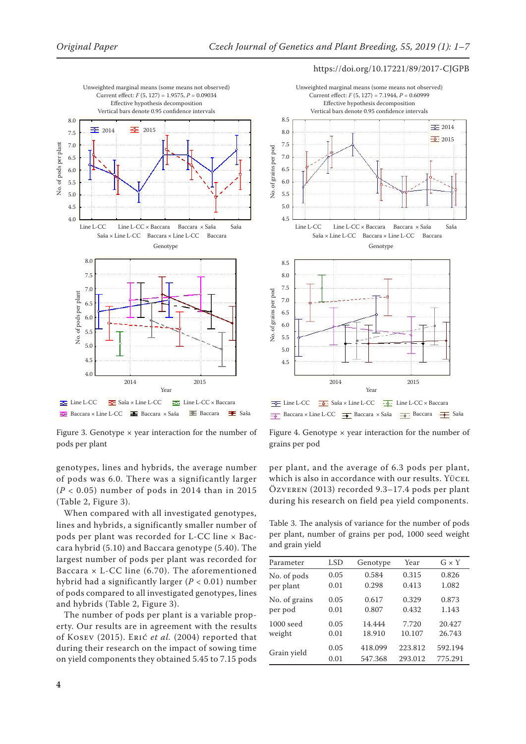Figure 3. Genotype × year interaction for the number of pods per plant

Figure 4. Genotype × year interaction for the number of grains per pod

genotypes, lines and hybrids, the average number of pods was 6.0. There was a significantly larger ($P$ < 0.05) number of pods in 2014 than in 2015 (Table 2, Figure 3).

When compared with all investigated genotypes, lines and hybrids, a significantly smaller number of pods per plant was recorded for L-CC line × Baccara hybrid (5.10) and Baccara genotype (5.40). The largest number of pods per plant was recorded for Baccara × L-CC line (6.70). The aforementioned hybrid had a significantly larger ($P$ < 0.01) number of pods compared to all investigated genotypes, lines and hybrids (Table 2, Figure 3).

The number of pods per plant is a variable property. Our results are in agreement with the results of Kosev (2015). Erić *et al.* (2004) reported that during their research on the impact of sowing time on yield components they obtained 5.45 to 7.15 pods per plant, and the average of 6.3 pods per plant, which is also in accordance with our results. Yücel Özveren (2013) recorded 9.3–17.4 pods per plant during his research on field pea yield components.

Table 3. The analysis of variance for the number of pods per plant, number of grains per pod, 1000 seed weight and grain yield

| Parameter | LSD | Genotype | Year | G × Y |
|---|---|---|---|---|
| No. of pods per plant | 0.05 | 0.584 | 0.315 | 0.826 |
| | 0.01 | 0.298 | 0.413 | 1.082 |
| No. of grains per pod | 0.05 | 0.617 | 0.329 | 0.873 |
| | 0.01 | 0.807 | 0.432 | 1.143 |
| 1000 seed weight | 0.05 | 14.444 | 7.720 | 20.427 |
| | 0.01 | 18.910 | 10.107 | 26.743 |
| Grain yield | 0.05 | 418.099 | 223.812 | 592.194 |
| | 0.01 | 547.368 | 293.012 | 775.291 |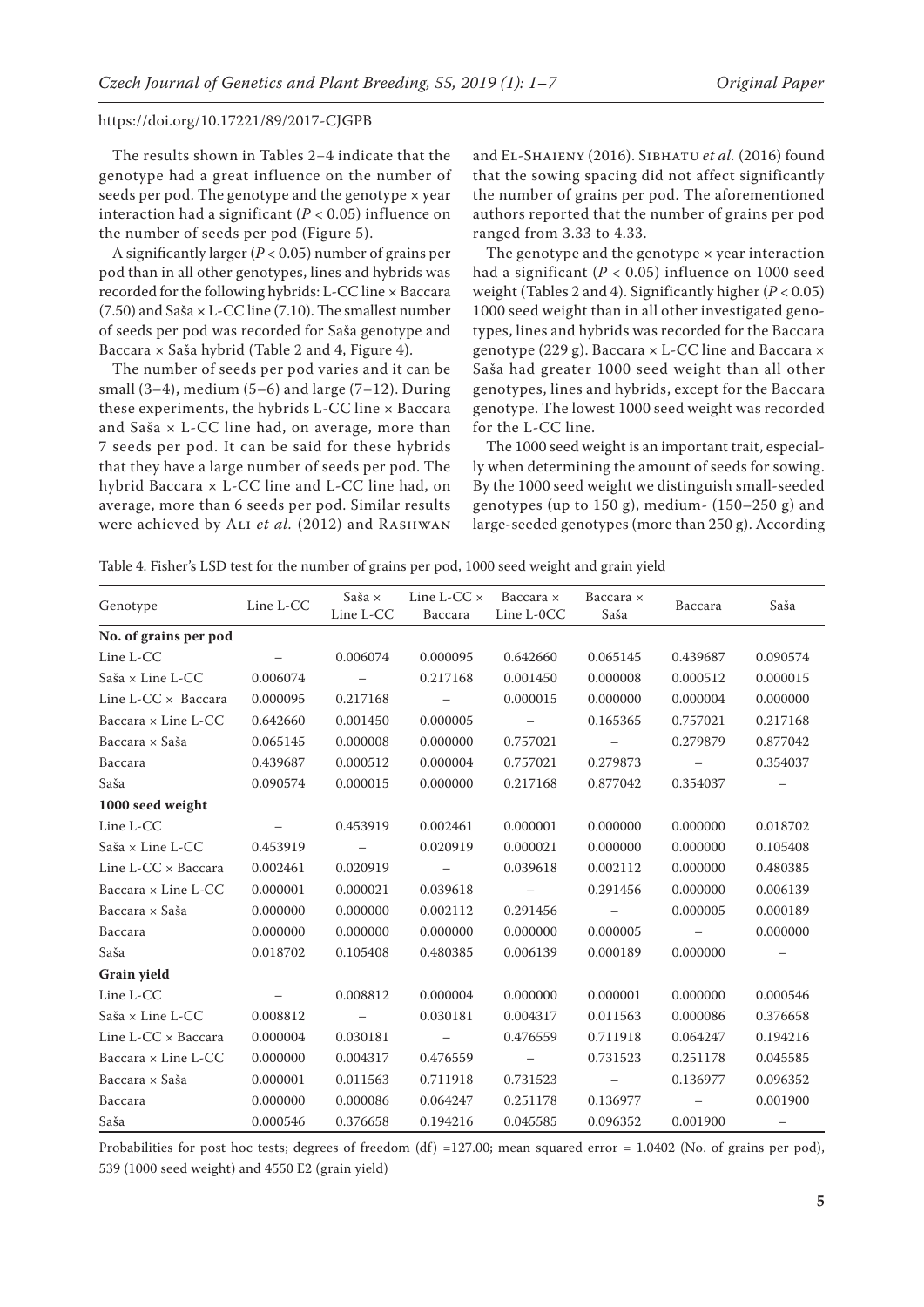https://doi.org/10.17221/89/2017-CJGPB

The results shown in Tables 2–4 indicate that the genotype had a great influence on the number of seeds per pod. The genotype and the genotype × year interaction had a significant ($P < 0.05$) influence on the number of seeds per pod (Figure 5).

A significantly larger ($P < 0.05$) number of grains per pod than in all other genotypes, lines and hybrids was recorded for the following hybrids: L-CC line × Baccara (7.50) and Saša × L-CC line (7.10). The smallest number of seeds per pod was recorded for Saša genotype and Baccara × Saša hybrid (Table 2 and 4, Figure 4).

The number of seeds per pod varies and it can be small (3–4), medium (5–6) and large (7–12). During these experiments, the hybrids L-CC line × Baccara and Saša × L-CC line had, on average, more than 7 seeds per pod. It can be said for these hybrids that they have a large number of seeds per pod. The hybrid Baccara × L-CC line and L-CC line had, on average, more than 6 seeds per pod. Similar results were achieved by Ali *et al.* (2012) and Rashwan and El-Shaieny (2016). Sibhatu *et al.* (2016) found that the sowing spacing did not affect significantly the number of grains per pod. The aforementioned authors reported that the number of grains per pod ranged from 3.33 to 4.33.

The genotype and the genotype × year interaction had a significant ($P < 0.05$) influence on 1000 seed weight (Tables 2 and 4). Significantly higher ($P < 0.05$) 1000 seed weight than in all other investigated genotypes, lines and hybrids was recorded for the Baccara genotype (229 g). Baccara × L-CC line and Baccara × Saša had greater 1000 seed weight than all other genotypes, lines and hybrids, except for the Baccara genotype. The lowest 1000 seed weight was recorded for the L-CC line.

The 1000 seed weight is an important trait, especially when determining the amount of seeds for sowing. By the 1000 seed weight we distinguish small-seeded genotypes (up to 150 g), medium- (150–250 g) and large-seeded genotypes (more than 250 g). According

Table 4. Fisher's LSD test for the number of grains per pod, 1000 seed weight and grain yield

| Genotype | Line L-CC | Saša × Line L-CC | Line L-CC × Baccara | Baccara × Line L-0CC | Baccara × Saša | Baccara | Saša |
|---|---|---|---|---|---|---|---|
| **No. of grains per pod** | | | | | | | |
| Line L-CC | – | 0.006074 | 0.000095 | 0.642660 | 0.065145 | 0.439687 | 0.090574 |
| Saša × Line L-CC | 0.006074 | – | 0.217168 | 0.001450 | 0.000008 | 0.000512 | 0.000015 |
| Line L-CC × Baccara | 0.000095 | 0.217168 | – | 0.000015 | 0.000000 | 0.000004 | 0.000000 |
| Baccara × Line L-CC | 0.642660 | 0.001450 | 0.000005 | – | 0.165365 | 0.757021 | 0.217168 |
| Baccara × Saša | 0.065145 | 0.000008 | 0.000000 | 0.757021 | – | 0.279879 | 0.877042 |
| Baccara | 0.439687 | 0.000512 | 0.000004 | 0.757021 | 0.279873 | – | 0.354037 |
| Saša | 0.090574 | 0.000015 | 0.000000 | 0.217168 | 0.877042 | 0.354037 | – |
| **1000 seed weight** | | | | | | | |
| Line L-CC | – | 0.453919 | 0.002461 | 0.000001 | 0.000000 | 0.000000 | 0.018702 |
| Saša × Line L-CC | 0.453919 | – | 0.020919 | 0.000021 | 0.000000 | 0.000000 | 0.105408 |
| Line L-CC × Baccara | 0.002461 | 0.020919 | – | 0.039618 | 0.002112 | 0.000000 | 0.480385 |
| Baccara × Line L-CC | 0.000001 | 0.000021 | 0.039618 | – | 0.291456 | 0.000000 | 0.006139 |
| Baccara × Saša | 0.000000 | 0.000000 | 0.002112 | 0.291456 | – | 0.000005 | 0.000189 |
| Baccara | 0.000000 | 0.000000 | 0.000000 | 0.000000 | 0.000005 | – | 0.000000 |
| Saša | 0.018702 | 0.105408 | 0.480385 | 0.006139 | 0.000189 | 0.000000 | – |
| **Grain yield** | | | | | | | |
| Line L-CC | – | 0.008812 | 0.000004 | 0.000000 | 0.000001 | 0.000000 | 0.000546 |
| Saša × Line L-CC | 0.008812 | – | 0.030181 | 0.004317 | 0.011563 | 0.000086 | 0.376658 |
| Line L-CC × Baccara | 0.000004 | 0.030181 | – | 0.476559 | 0.711918 | 0.064247 | 0.194216 |
| Baccara × Line L-CC | 0.000000 | 0.004317 | 0.476559 | – | 0.731523 | 0.251178 | 0.045585 |
| Baccara × Saša | 0.000001 | 0.011563 | 0.711918 | 0.731523 | – | 0.136977 | 0.096352 |
| Baccara | 0.000000 | 0.000086 | 0.064247 | 0.251178 | 0.136977 | – | 0.001900 |
| Saša | 0.000546 | 0.376658 | 0.194216 | 0.045585 | 0.096352 | 0.001900 | – |

Probabilities for post hoc tests; degrees of freedom (df) =127.00; mean squared error = 1.0402 (No. of grains per pod), 539 (1000 seed weight) and 4550 E2 (grain yield)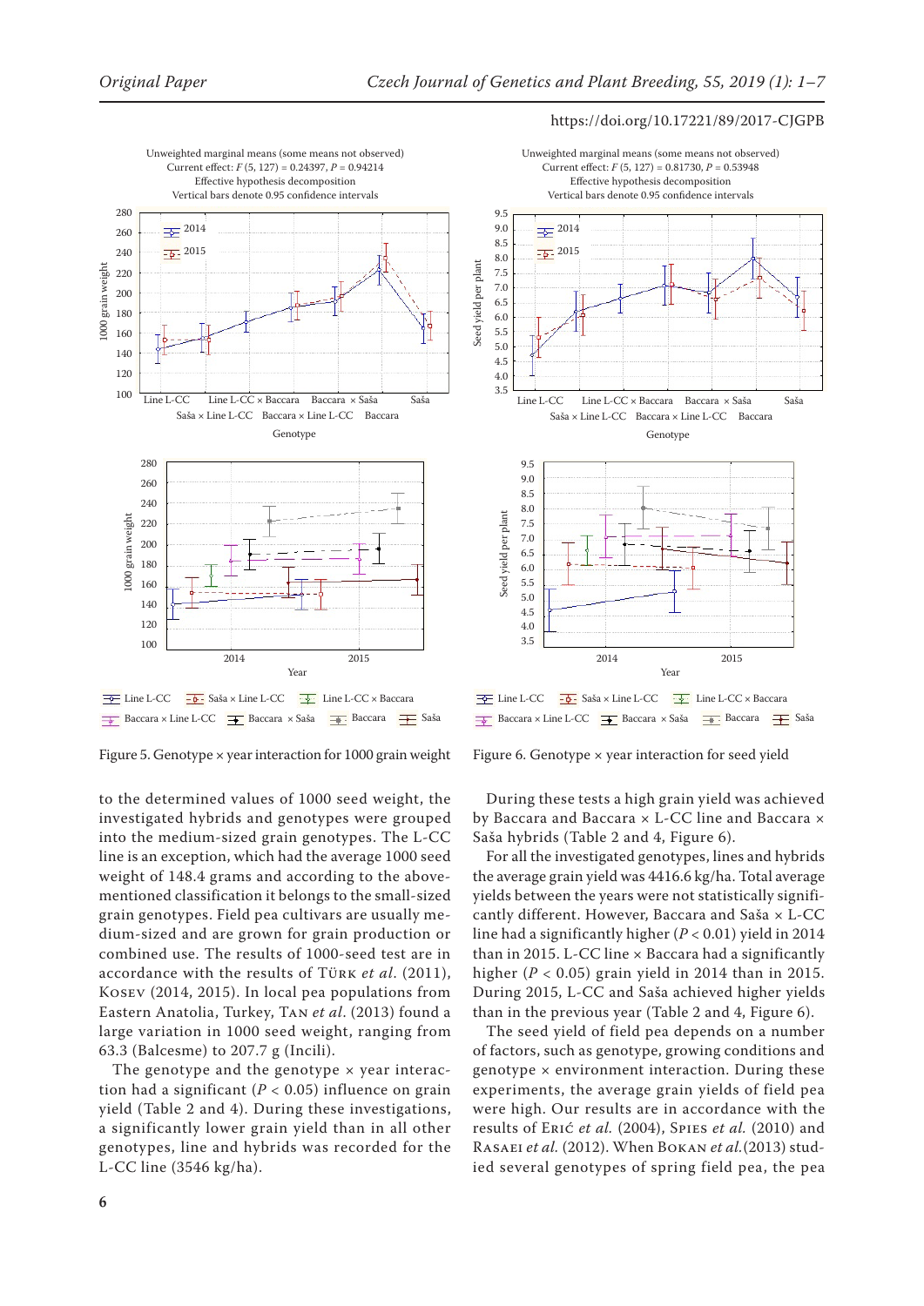Figure 5. Genotype × year interaction for 1000 grain weight

Figure 6. Genotype × year interaction for seed yield

to the determined values of 1000 seed weight, the investigated hybrids and genotypes were grouped into the medium-sized grain genotypes. The L-CC line is an exception, which had the average 1000 seed weight of 148.4 grams and according to the above-mentioned classification it belongs to the small-sized grain genotypes. Field pea cultivars are usually medium-sized and are grown for grain production or combined use. The results of 1000-seed test are in accordance with the results of Türk *et al*. (2011), Kosev (2014, 2015). In local pea populations from Eastern Anatolia, Turkey, Tan *et al*. (2013) found a large variation in 1000 seed weight, ranging from 63.3 (Balcesme) to 207.7 g (Incili).

The genotype and the genotype × year interaction had a significant ($P < 0.05$) influence on grain yield (Table 2 and 4). During these investigations, a significantly lower grain yield than in all other genotypes, line and hybrids was recorded for the L-CC line (3546 kg/ha).

During these tests a high grain yield was achieved by Baccara and Baccara × L-CC line and Baccara × Saša hybrids (Table 2 and 4, Figure 6).

For all the investigated genotypes, lines and hybrids the average grain yield was 4416.6 kg/ha. Total average yields between the years were not statistically significantly different. However, Baccara and Saša × L-CC line had a significantly higher ($P < 0.01$) yield in 2014 than in 2015. L-CC line × Baccara had a significantly higher ($P < 0.05$) grain yield in 2014 than in 2015. During 2015, L-CC and Saša achieved higher yields than in the previous year (Table 2 and 4, Figure 6).

The seed yield of field pea depends on a number of factors, such as genotype, growing conditions and genotype × environment interaction. During these experiments, the average grain yields of field pea were high. Our results are in accordance with the results of Erić *et al.* (2004), Spies *et al.* (2010) and Rasaei *et al.* (2012). When Bokan *et al.*(2013) studied several genotypes of spring field pea, the pea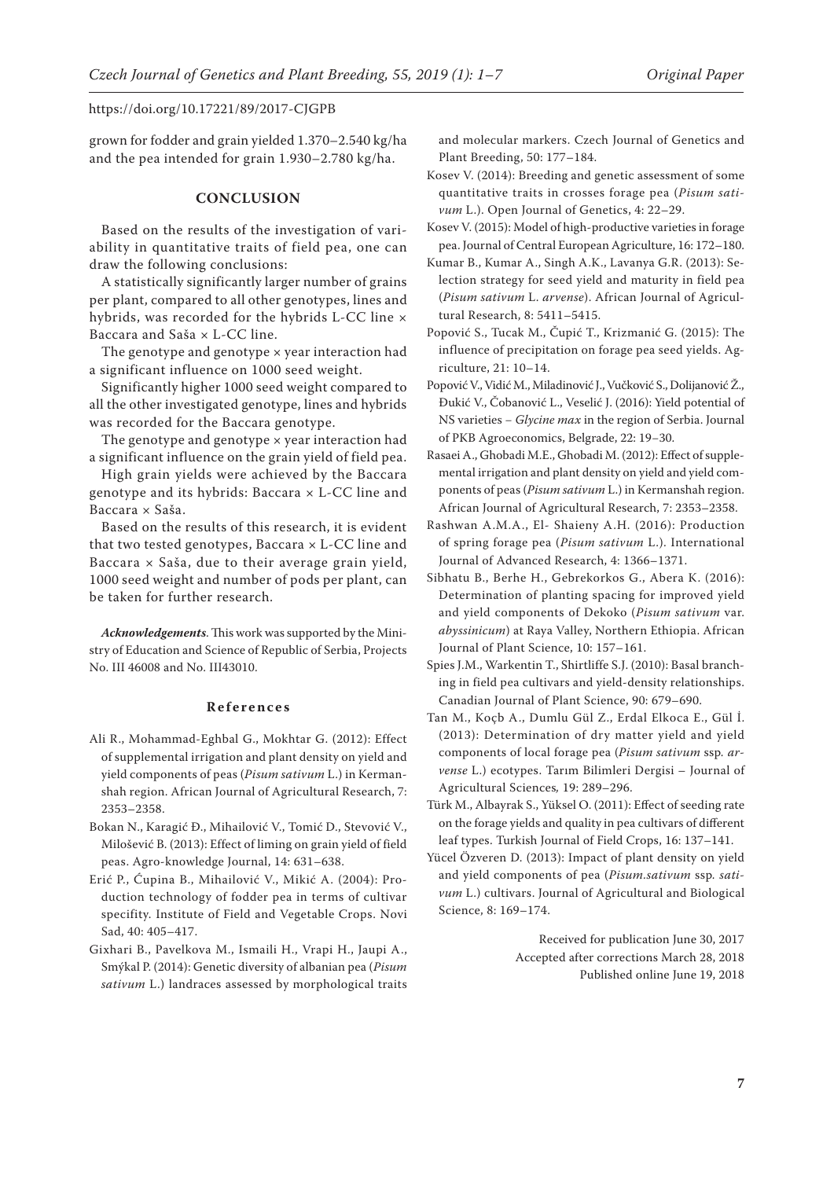grown for fodder and grain yielded 1.370–2.540 kg/ha and the pea intended for grain 1.930–2.780 kg/ha.

## CONCLUSION

Based on the results of the investigation of variability in quantitative traits of field pea, one can draw the following conclusions:

A statistically significantly larger number of grains per plant, compared to all other genotypes, lines and hybrids, was recorded for the hybrids L-CC line × Baccara and Saša × L-CC line.

The genotype and genotype × year interaction had a significant influence on 1000 seed weight.

Significantly higher 1000 seed weight compared to all the other investigated genotype, lines and hybrids was recorded for the Baccara genotype.

The genotype and genotype × year interaction had a significant influence on the grain yield of field pea.

High grain yields were achieved by the Baccara genotype and its hybrids: Baccara × L-CC line and Baccara × Saša.

Based on the results of this research, it is evident that two tested genotypes, Baccara × L-CC line and Baccara × Saša, due to their average grain yield, 1000 seed weight and number of pods per plant, can be taken for further research.

***Acknowledgements***. This work was supported by the Ministry of Education and Science of Republic of Serbia, Projects No. III 46008 and No. III43010.

## References

Ali R., Mohammad-Eghbal G., Mokhtar G. (2012): Effect of supplemental irrigation and plant density on yield and yield components of peas (*Pisum sativum* L.) in Kermanshah region. African Journal of Agricultural Research, 7: 2353–2358.

Bokan N., Karagić Đ., Mihailović V., Tomić D., Stevović V., Milošević B. (2013): Effect of liming on grain yield of field peas. Agro-knowledge Journal, 14: 631–638.

Erić P., Ćupina B., Mihailović V., Mikić A. (2004): Production technology of fodder pea in terms of cultivar specifity. Institute of Field and Vegetable Crops. Novi Sad, 40: 405–417.

Gixhari B., Pavelkova M., Ismaili H., Vrapi H., Jaupi A., Smýkal P. (2014): Genetic diversity of albanian pea (*Pisum sativum* L.) landraces assessed by morphological traits and molecular markers. Czech Journal of Genetics and Plant Breeding, 50: 177–184.

Kosev V. (2014): Breeding and genetic assessment of some quantitative traits in crosses forage pea (*Pisum sativum* L.). Open Journal of Genetics, 4: 22–29.

Kosev V. (2015): Model of high-productive varieties in forage pea. Journal of Central European Agriculture, 16: 172–180.

Kumar B., Kumar A., Singh A.K., Lavanya G.R. (2013): Selection strategy for seed yield and maturity in field pea (*Pisum sativum* L. *arvense*). African Journal of Agricultural Research, 8: 5411–5415.

Popović S., Tucak M., Čupić T., Krizmanić G. (2015): The influence of precipitation on forage pea seed yields. Agriculture, 21: 10–14.

Popović V., Vidić M., Miladinović J., Vučković S., Dolijanović Ž., Đukić V., Čobanović L., Veselić J. (2016): Yield potential of NS varieties – *Glycine max* in the region of Serbia. Journal of PKB Agroeconomics, Belgrade, 22: 19–30.

Rasaei A., Ghobadi M.E., Ghobadi M. (2012): Effect of supplemental irrigation and plant density on yield and yield components of peas (*Pisum sativum* L.) in Kermanshah region. African Journal of Agricultural Research, 7: 2353–2358.

Rashwan A.M.A., El- Shaieny A.H. (2016): Production of spring forage pea (*Pisum sativum* L.). International Journal of Advanced Research, 4: 1366–1371.

Sibhatu B., Berhe H., Gebrekorkos G., Abera K. (2016): Determination of planting spacing for improved yield and yield components of Dekoko (*Pisum sativum* var. *abyssinicum*) at Raya Valley, Northern Ethiopia. African Journal of Plant Science, 10: 157–161.

Spies J.M., Warkentin T., Shirtliffe S.J. (2010): Basal branching in field pea cultivars and yield-density relationships. Canadian Journal of Plant Science, 90: 679–690.

Tan M., Koçb A., Dumlu Gül Z., Erdal Elkoca E., Gül İ. (2013): Determination of dry matter yield and yield components of local forage pea (*Pisum sativum* ssp. *arvense* L.) ecotypes. Tarım Bilimleri Dergisi – Journal of Agricultural Sciences*,* 19: 289–296.

Türk M., Albayrak S., Yüksel O. (2011): Effect of seeding rate on the forage yields and quality in pea cultivars of different leaf types. Turkish Journal of Field Crops, 16: 137–141.

Yücel Özveren D. (2013): Impact of plant density on yield and yield components of pea (*Pisum.sativum* ssp. *sativum* L.) cultivars. Journal of Agricultural and Biological Science, 8: 169–174.

Received for publication June 30, 2017
Accepted after corrections March 28, 2018
Published online June 19, 2018